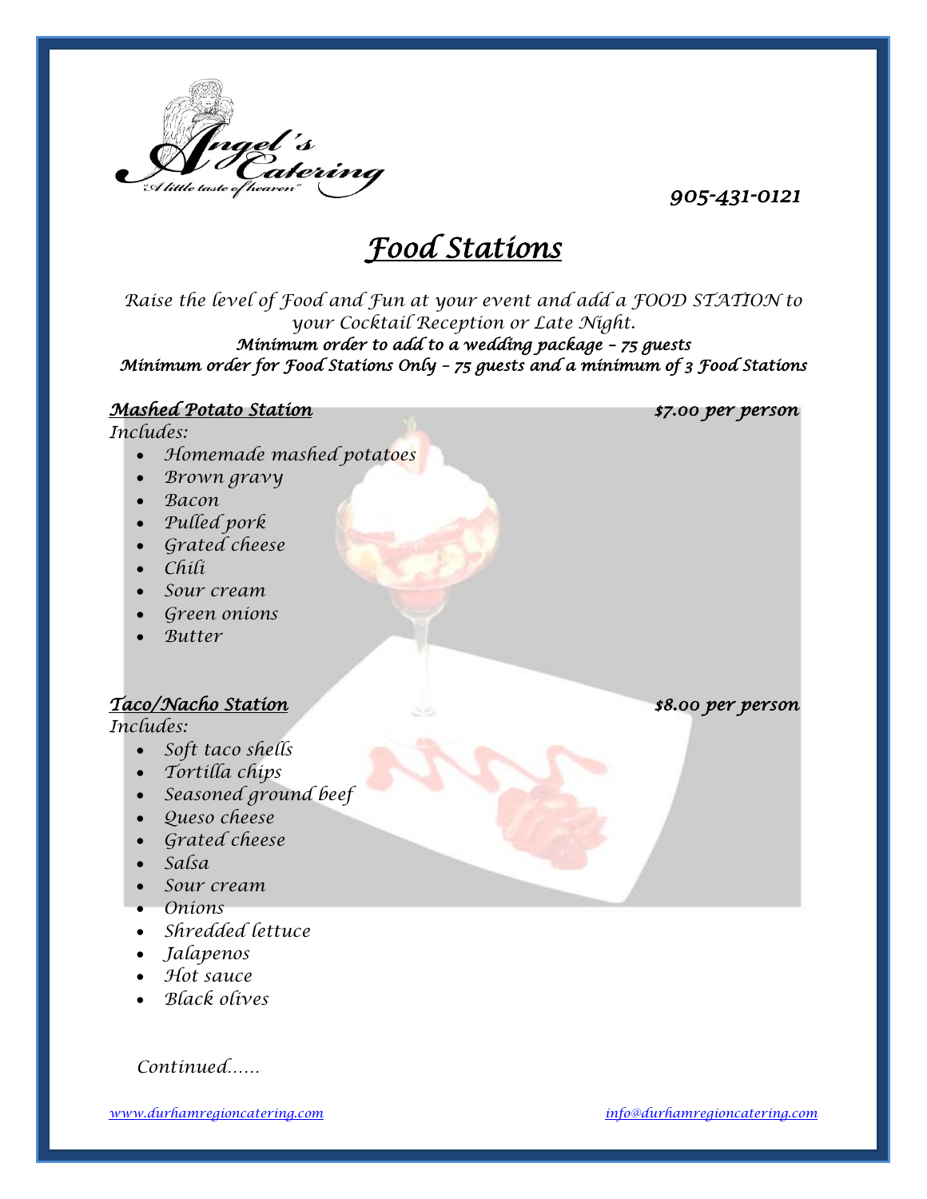Angel's Catering
"A little taste of heaven"

*905-431-0121*

# *Food Stations*

*Raise the level of Food and Fun at your event and add a FOOD STATION to your Cocktail Reception or Late Night.*

***Minimum order to add to a wedding package – 75 guests***

***Minimum order for Food Stations Only – 75 guests and a minimum of 3 Food Stations***

## ***Mashed Potato Station*** — ***$7.00 per person***

*Includes:*

- *Homemade mashed potatoes*
- *Brown gravy*
- *Bacon*
- *Pulled pork*
- *Grated cheese*
- *Chili*
- *Sour cream*
- *Green onions*
- *Butter*

## ***Taco/Nacho Station*** — ***$8.00 per person***

*Includes:*

- *Soft taco shells*
- *Tortilla chips*
- *Seasoned ground beef*
- *Queso cheese*
- *Grated cheese*
- *Salsa*
- *Sour cream*
- *Onions*
- *Shredded lettuce*
- *Jalapenos*
- *Hot sauce*
- *Black olives*

*Continued……*

*www.durhamregioncatering.com* *info@durhamregioncatering.com*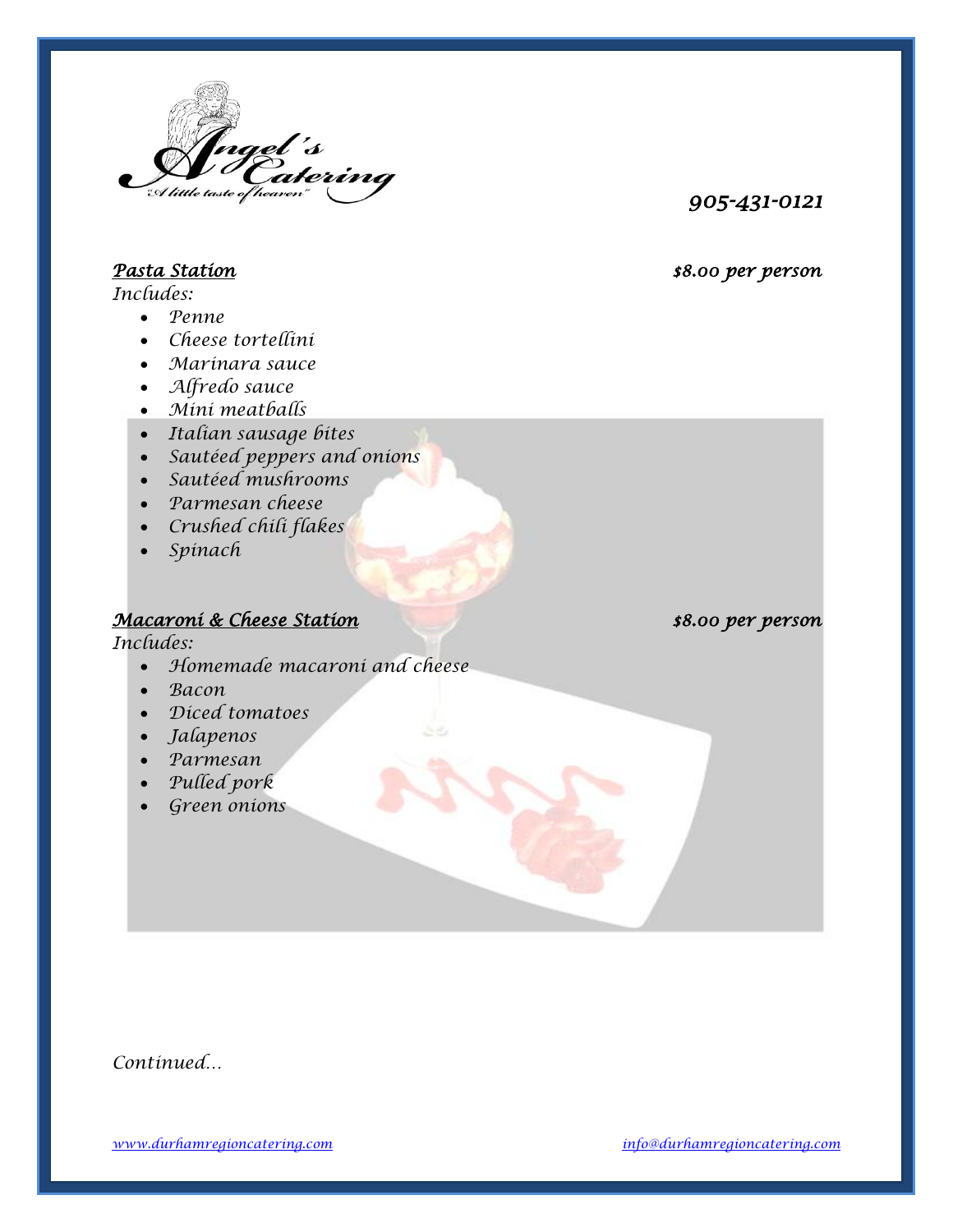905-431-0121

## *Pasta Station* — *$8.00 per person*

*Includes:*

- *Penne*
- *Cheese tortellini*
- *Marinara sauce*
- *Alfredo sauce*
- *Mini meatballs*
- *Italian sausage bites*
- *Sautéed peppers and onions*
- *Sautéed mushrooms*
- *Parmesan cheese*
- *Crushed chili flakes*
- *Spinach*

## *Macaroni & Cheese Station* — *$8.00 per person*

*Includes:*

- *Homemade macaroni and cheese*
- *Bacon*
- *Diced tomatoes*
- *Jalapenos*
- *Parmesan*
- *Pulled pork*
- *Green onions*

*Continued…*

[www.durhamregioncatering.com](http://www.durhamregioncatering.com) [info@durhamregioncatering.com](mailto:info@durhamregioncatering.com)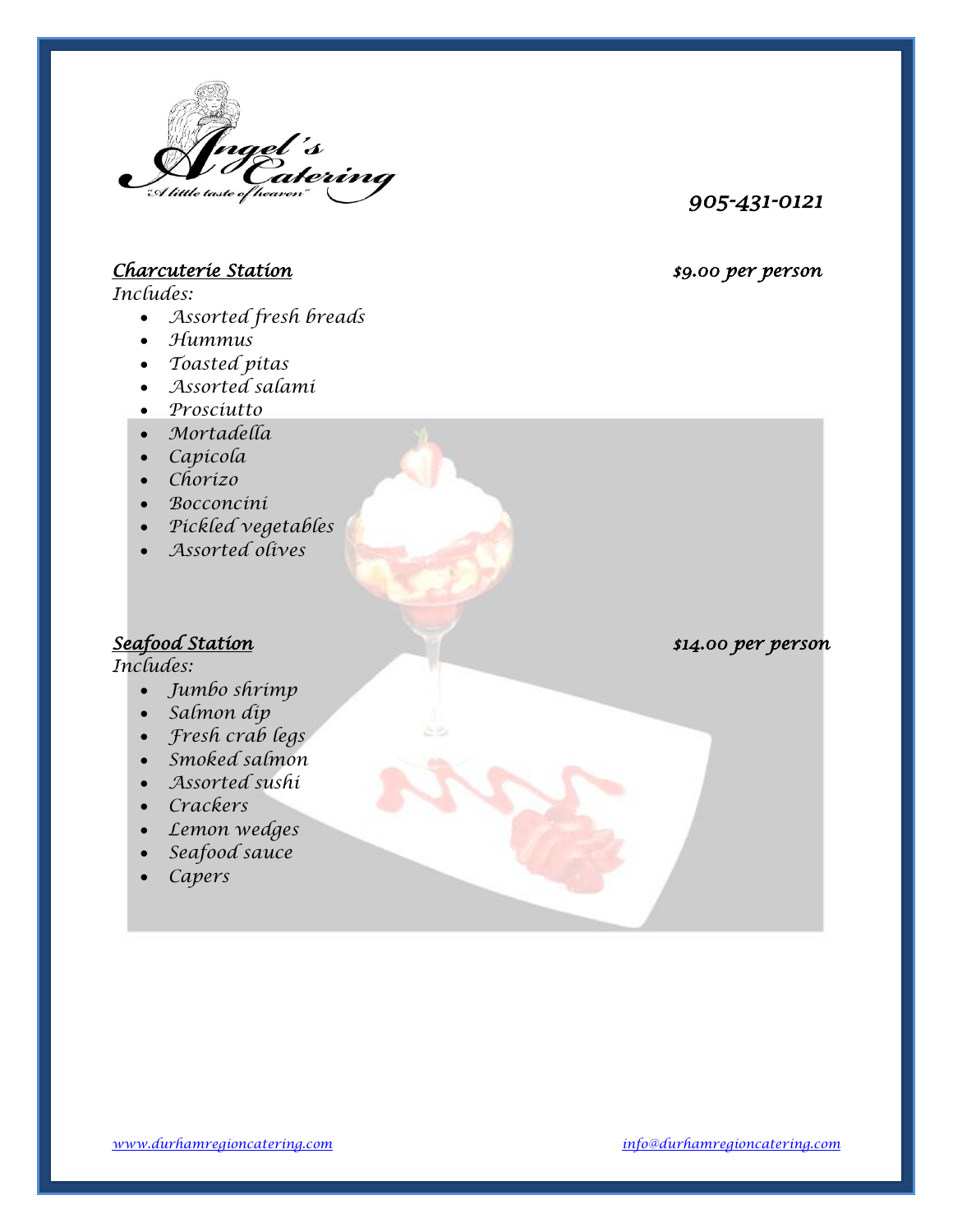Angel's Catering
"A little taste of heaven"

905-431-0121

## Charcuterie Station $9.00 per person

Includes:

- Assorted fresh breads
- Hummus
- Toasted pitas
- Assorted salami
- Prosciutto
- Mortadella
- Capicola
- Chorizo
- Bocconcini
- Pickled vegetables
- Assorted olives

## Seafood Station $14.00 per person

Includes:

- Jumbo shrimp
- Salmon dip
- Fresh crab legs
- Smoked salmon
- Assorted sushi
- Crackers
- Lemon wedges
- Seafood sauce
- Capers

www.durhamregioncatering.com info@durhamregioncatering.com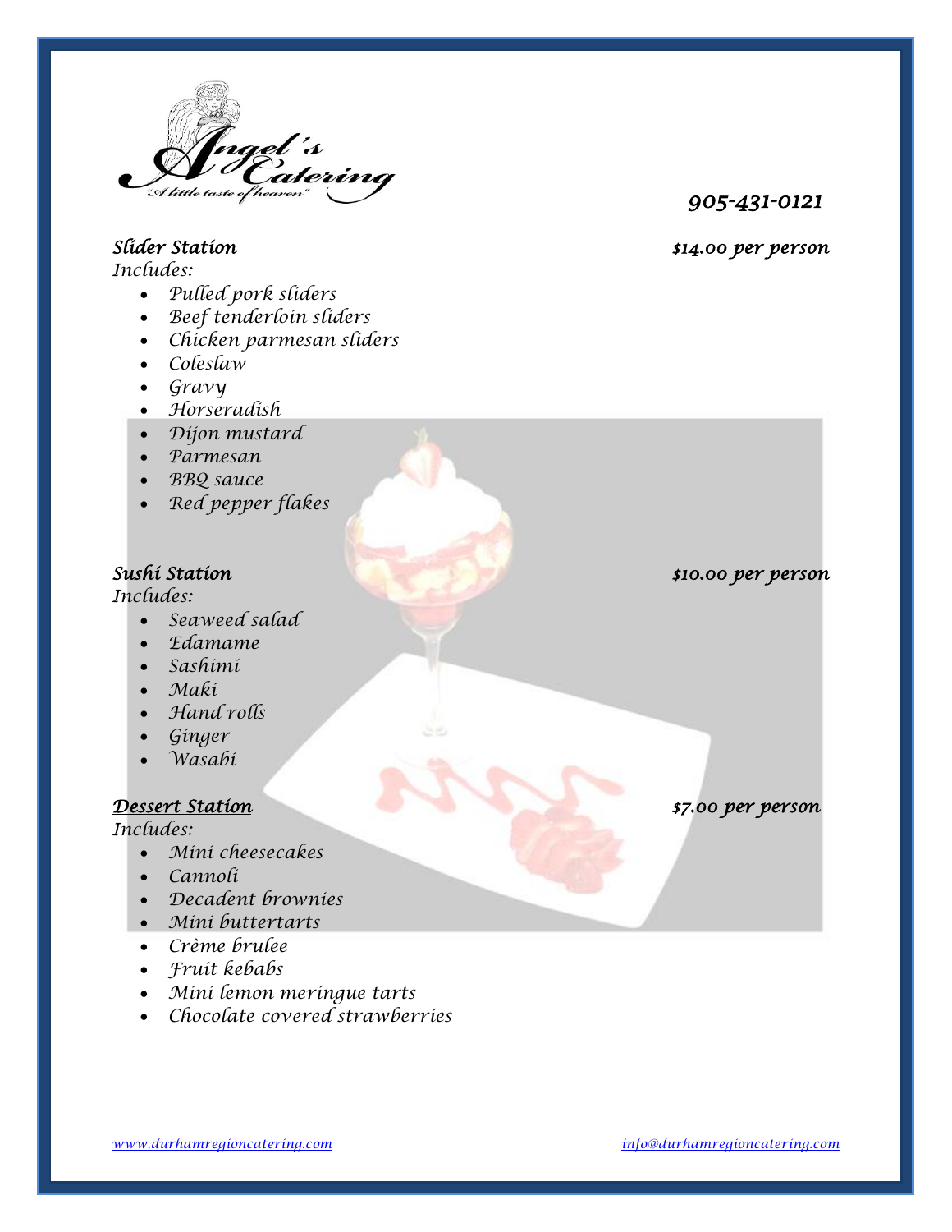905-431-0121

***Slider Station*** *$14.00 per person*

*Includes:*

- *Pulled pork sliders*
- *Beef tenderloin sliders*
- *Chicken parmesan sliders*
- *Coleslaw*
- *Gravy*
- *Horseradish*
- *Dijon mustard*
- *Parmesan*
- *BBQ sauce*
- *Red pepper flakes*

***Sushi Station*** *$10.00 per person*

*Includes:*

- *Seaweed salad*
- *Edamame*
- *Sashimi*
- *Maki*
- *Hand rolls*
- *Ginger*
- *Wasabi*

***Dessert Station*** *$7.00 per person*

*Includes:*

- *Mini cheesecakes*
- *Cannoli*
- *Decadent brownies*
- *Mini buttertarts*
- *Crème brulee*
- *Fruit kebabs*
- *Mini lemon meringue tarts*
- *Chocolate covered strawberries*

www.durhamregioncatering.com info@durhamregioncatering.com